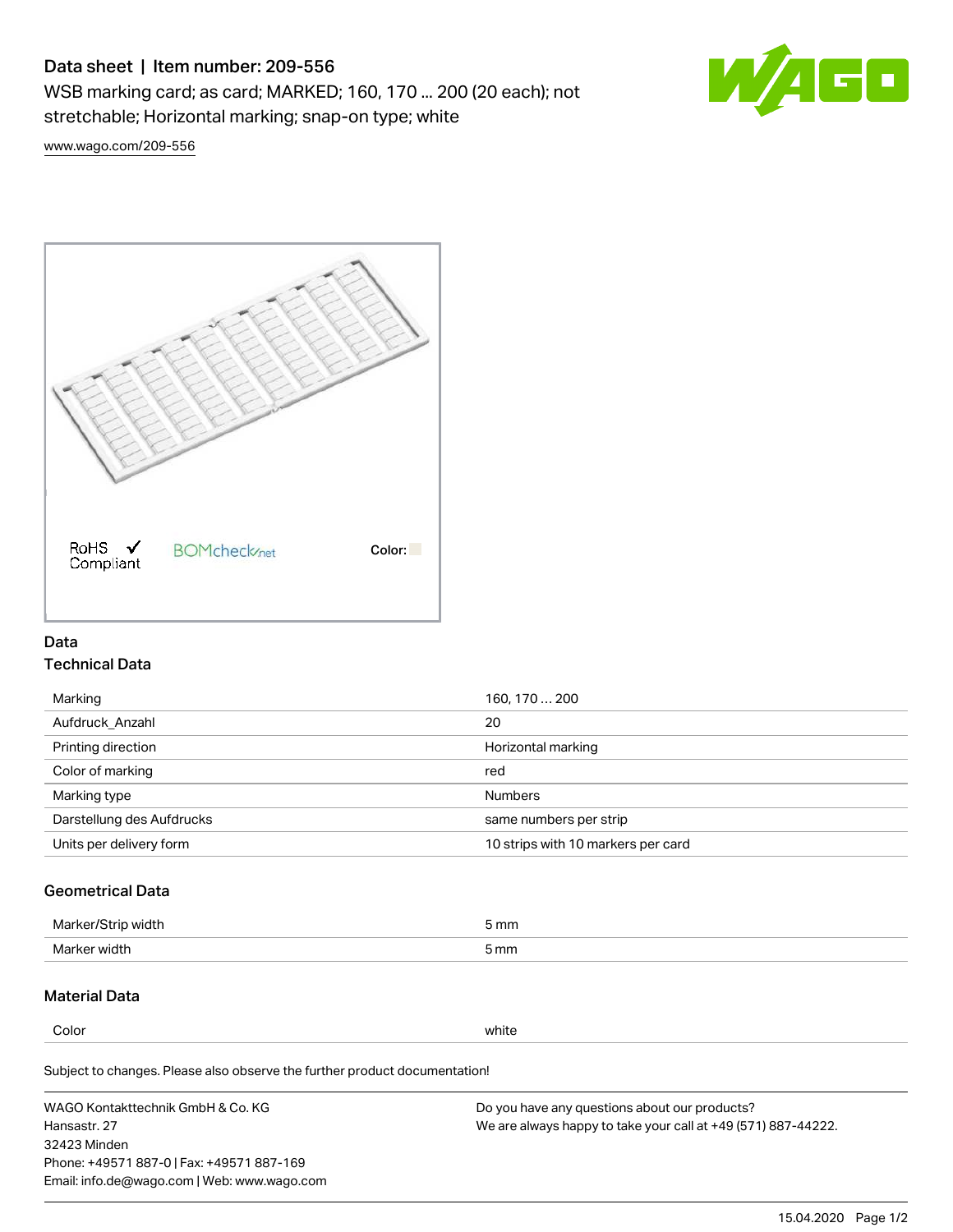# Data sheet | Item number: 209-556

WSB marking card; as card; MARKED; 160, 170 ... 200 (20 each); not stretchable; Horizontal marking; snap-on type; white

www.wago.com/209-556

RoHS Compliant ✓   BOMcheck.net   Color:

## Data

### Technical Data

| | |
|---|---|
| Marking | 160, 170 … 200 |
| Aufdruck_Anzahl | 20 |
| Printing direction | Horizontal marking |
| Color of marking | red |
| Marking type | Numbers |
| Darstellung des Aufdrucks | same numbers per strip |
| Units per delivery form | 10 strips with 10 markers per card |

### Geometrical Data

| | |
|---|---|
| Marker/Strip width | 5 mm |
| Marker width | 5 mm |

### Material Data

| | |
|---|---|
| Color | white |

Subject to changes. Please also observe the further product documentation!

WAGO Kontakttechnik GmbH & Co. KG
Hansastr. 27
32423 Minden
Phone: +49571 887-0 | Fax: +49571 887-169
Email: info.de@wago.com | Web: www.wago.com

Do you have any questions about our products?
We are always happy to take your call at +49 (571) 887-44222.

15.04.2020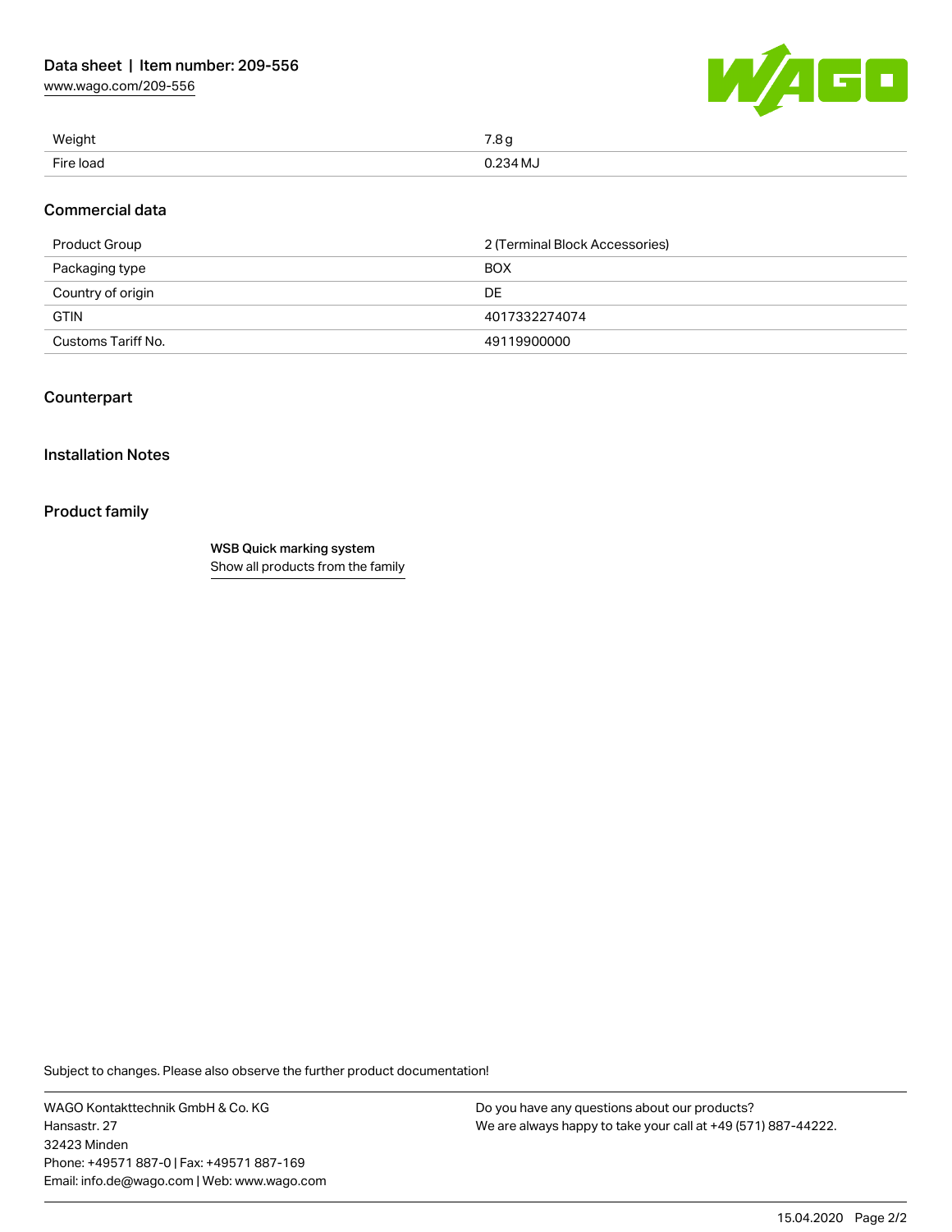| | |
|---|---|
| Weight | 7.8 g |
| Fire load | 0.234 MJ |

## Commercial data

| | |
|---|---|
| Product Group | 2 (Terminal Block Accessories) |
| Packaging type | BOX |
| Country of origin | DE |
| GTIN | 4017332274074 |
| Customs Tariff No. | 49119900000 |

## Counterpart

## Installation Notes

## Product family

**WSB Quick marking system**
Show all products from the family

Subject to changes. Please also observe the further product documentation!

WAGO Kontakttechnik GmbH & Co. KG
Hansastr. 27
32423 Minden
Phone: +49571 887-0 | Fax: +49571 887-169
Email: info.de@wago.com | Web: www.wago.com

Do you have any questions about our products?
We are always happy to take your call at +49 (571) 887-44222.